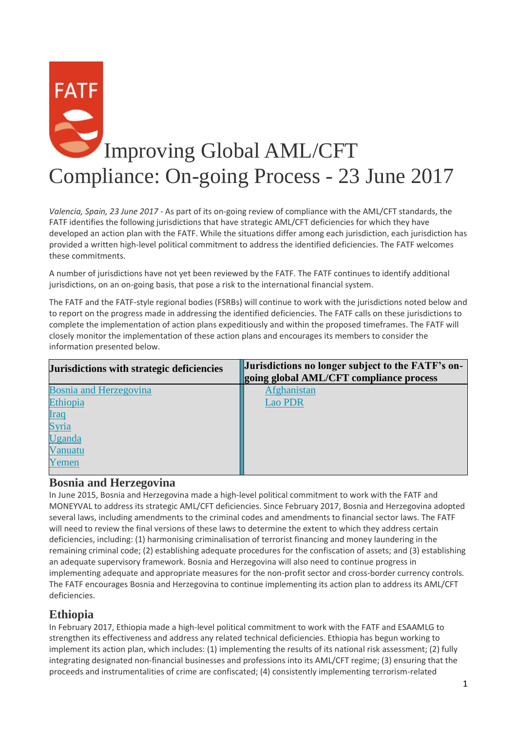# Improving Global AML/CFT Compliance: On-going Process - 23 June 2017

*Valencia, Spain, 23 June 2017* - As part of its on-going review of compliance with the AML/CFT standards, the FATF identifies the following jurisdictions that have strategic AML/CFT deficiencies for which they have developed an action plan with the FATF. While the situations differ among each jurisdiction, each jurisdiction has provided a written high-level political commitment to address the identified deficiencies. The FATF welcomes these commitments.

A number of jurisdictions have not yet been reviewed by the FATF. The FATF continues to identify additional jurisdictions, on an on-going basis, that pose a risk to the international financial system.

The FATF and the FATF-style regional bodies (FSRBs) will continue to work with the jurisdictions noted below and to report on the progress made in addressing the identified deficiencies. The FATF calls on these jurisdictions to complete the implementation of action plans expeditiously and within the proposed timeframes. The FATF will closely monitor the implementation of these action plans and encourages its members to consider the information presented below.

| Jurisdictions with strategic deficiencies | Jurisdictions no longer subject to the FATF's on-going global AML/CFT compliance process |
|---|---|
| Bosnia and Herzegovina | Afghanistan |
| Ethiopia | Lao PDR |
| Iraq | |
| Syria | |
| Uganda | |
| Vanuatu | |
| Yemen | |

## Bosnia and Herzegovina

In June 2015, Bosnia and Herzegovina made a high-level political commitment to work with the FATF and MONEYVAL to address its strategic AML/CFT deficiencies. Since February 2017, Bosnia and Herzegovina adopted several laws, including amendments to the criminal codes and amendments to financial sector laws. The FATF will need to review the final versions of these laws to determine the extent to which they address certain deficiencies, including: (1) harmonising criminalisation of terrorist financing and money laundering in the remaining criminal code; (2) establishing adequate procedures for the confiscation of assets; and (3) establishing an adequate supervisory framework. Bosnia and Herzegovina will also need to continue progress in implementing adequate and appropriate measures for the non-profit sector and cross-border currency controls. The FATF encourages Bosnia and Herzegovina to continue implementing its action plan to address its AML/CFT deficiencies.

## Ethiopia

In February 2017, Ethiopia made a high-level political commitment to work with the FATF and ESAAMLG to strengthen its effectiveness and address any related technical deficiencies. Ethiopia has begun working to implement its action plan, which includes: (1) implementing the results of its national risk assessment; (2) fully integrating designated non-financial businesses and professions into its AML/CFT regime; (3) ensuring that the proceeds and instrumentalities of crime are confiscated; (4) consistently implementing terrorism-related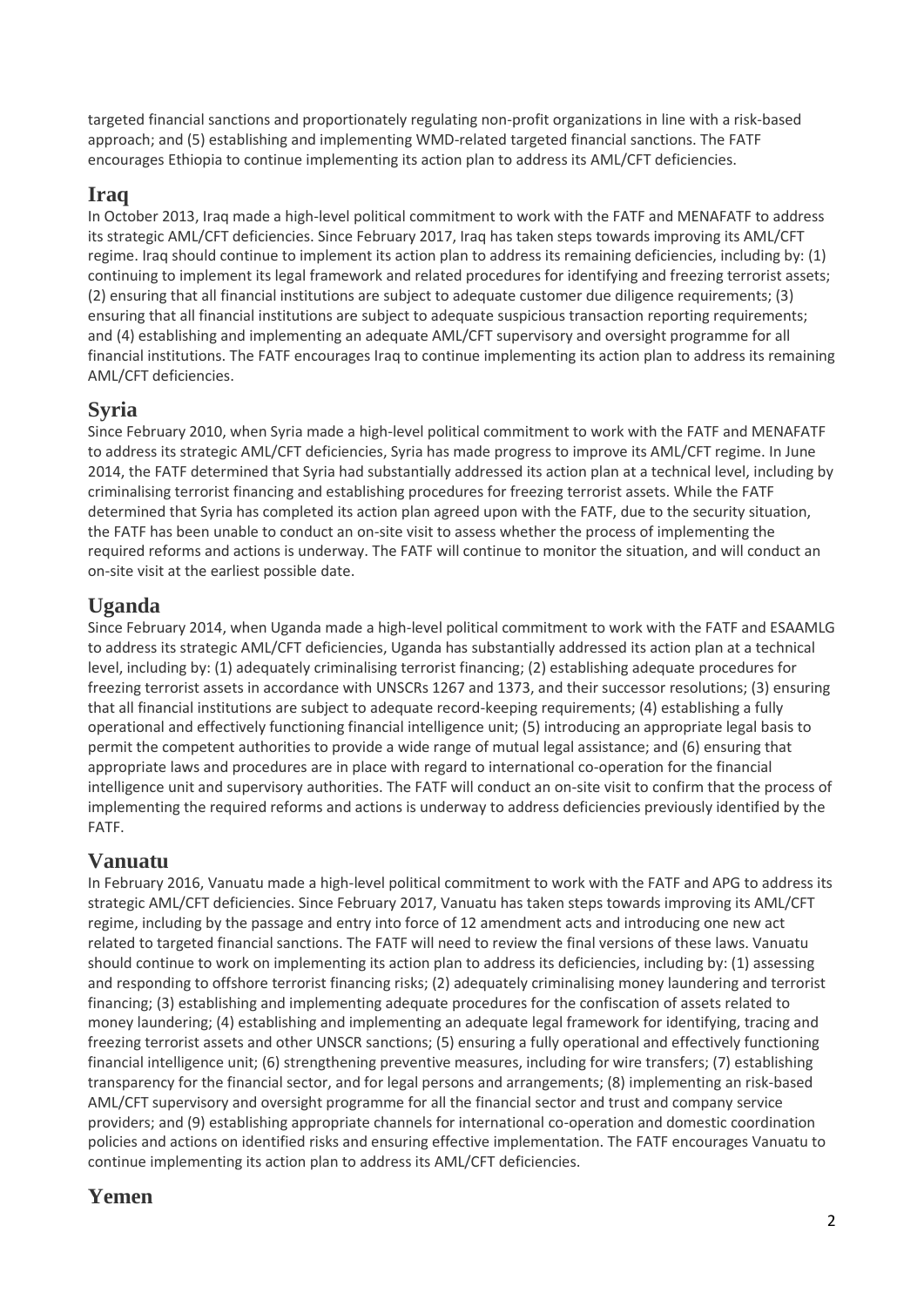targeted financial sanctions and proportionately regulating non-profit organizations in line with a risk-based approach; and (5) establishing and implementing WMD-related targeted financial sanctions. The FATF encourages Ethiopia to continue implementing its action plan to address its AML/CFT deficiencies.

## Iraq

In October 2013, Iraq made a high-level political commitment to work with the FATF and MENAFATF to address its strategic AML/CFT deficiencies. Since February 2017, Iraq has taken steps towards improving its AML/CFT regime. Iraq should continue to implement its action plan to address its remaining deficiencies, including by: (1) continuing to implement its legal framework and related procedures for identifying and freezing terrorist assets; (2) ensuring that all financial institutions are subject to adequate customer due diligence requirements; (3) ensuring that all financial institutions are subject to adequate suspicious transaction reporting requirements; and (4) establishing and implementing an adequate AML/CFT supervisory and oversight programme for all financial institutions. The FATF encourages Iraq to continue implementing its action plan to address its remaining AML/CFT deficiencies.

## Syria

Since February 2010, when Syria made a high-level political commitment to work with the FATF and MENAFATF to address its strategic AML/CFT deficiencies, Syria has made progress to improve its AML/CFT regime. In June 2014, the FATF determined that Syria had substantially addressed its action plan at a technical level, including by criminalising terrorist financing and establishing procedures for freezing terrorist assets. While the FATF determined that Syria has completed its action plan agreed upon with the FATF, due to the security situation, the FATF has been unable to conduct an on-site visit to assess whether the process of implementing the required reforms and actions is underway. The FATF will continue to monitor the situation, and will conduct an on-site visit at the earliest possible date.

## Uganda

Since February 2014, when Uganda made a high-level political commitment to work with the FATF and ESAAMLG to address its strategic AML/CFT deficiencies, Uganda has substantially addressed its action plan at a technical level, including by: (1) adequately criminalising terrorist financing; (2) establishing adequate procedures for freezing terrorist assets in accordance with UNSCRs 1267 and 1373, and their successor resolutions; (3) ensuring that all financial institutions are subject to adequate record-keeping requirements; (4) establishing a fully operational and effectively functioning financial intelligence unit; (5) introducing an appropriate legal basis to permit the competent authorities to provide a wide range of mutual legal assistance; and (6) ensuring that appropriate laws and procedures are in place with regard to international co-operation for the financial intelligence unit and supervisory authorities. The FATF will conduct an on-site visit to confirm that the process of implementing the required reforms and actions is underway to address deficiencies previously identified by the FATF.

## Vanuatu

In February 2016, Vanuatu made a high-level political commitment to work with the FATF and APG to address its strategic AML/CFT deficiencies. Since February 2017, Vanuatu has taken steps towards improving its AML/CFT regime, including by the passage and entry into force of 12 amendment acts and introducing one new act related to targeted financial sanctions. The FATF will need to review the final versions of these laws. Vanuatu should continue to work on implementing its action plan to address its deficiencies, including by: (1) assessing and responding to offshore terrorist financing risks; (2) adequately criminalising money laundering and terrorist financing; (3) establishing and implementing adequate procedures for the confiscation of assets related to money laundering; (4) establishing and implementing an adequate legal framework for identifying, tracing and freezing terrorist assets and other UNSCR sanctions; (5) ensuring a fully operational and effectively functioning financial intelligence unit; (6) strengthening preventive measures, including for wire transfers; (7) establishing transparency for the financial sector, and for legal persons and arrangements; (8) implementing an risk-based AML/CFT supervisory and oversight programme for all the financial sector and trust and company service providers; and (9) establishing appropriate channels for international co-operation and domestic coordination policies and actions on identified risks and ensuring effective implementation. The FATF encourages Vanuatu to continue implementing its action plan to address its AML/CFT deficiencies.

## Yemen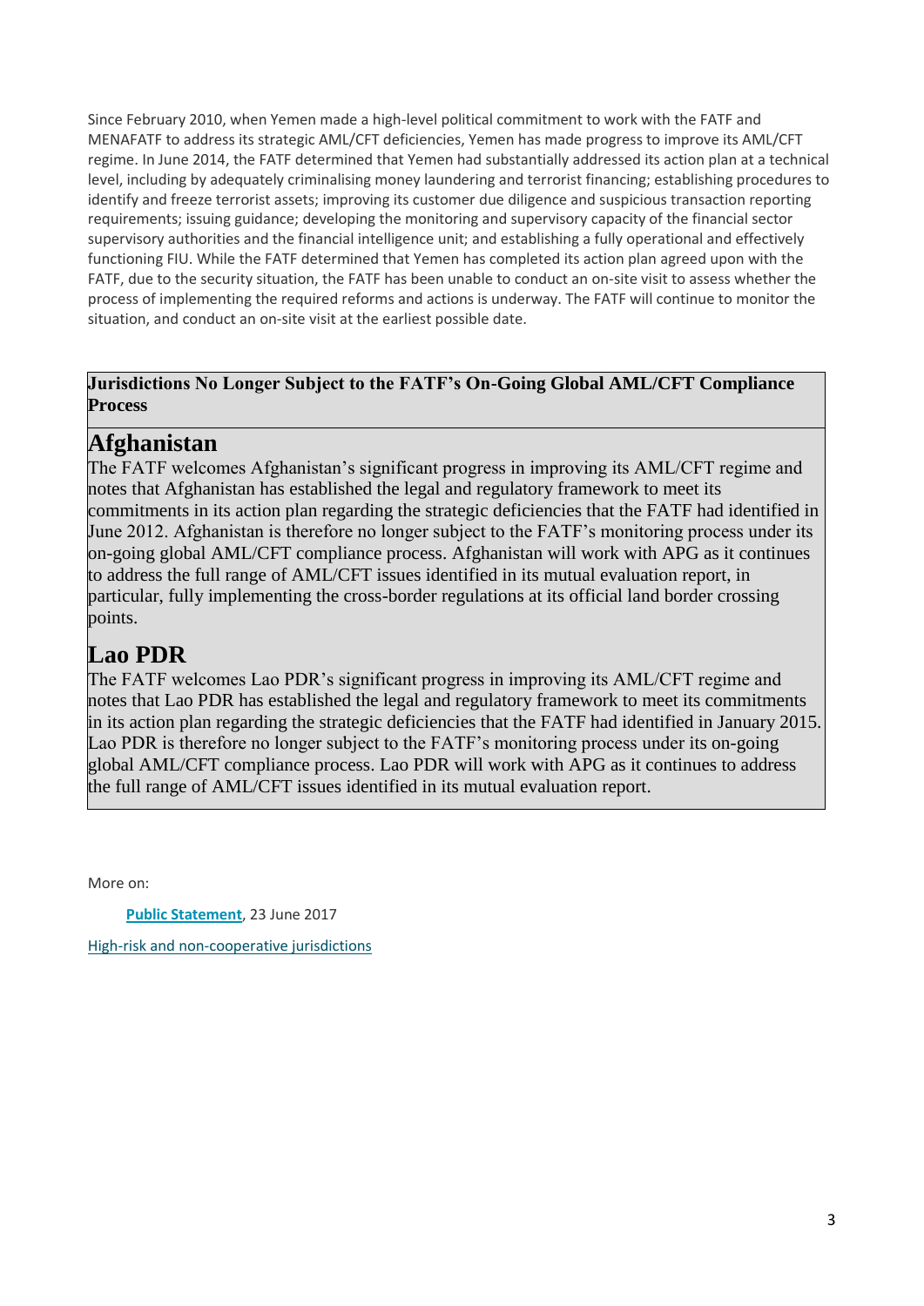Since February 2010, when Yemen made a high-level political commitment to work with the FATF and MENAFATF to address its strategic AML/CFT deficiencies, Yemen has made progress to improve its AML/CFT regime. In June 2014, the FATF determined that Yemen had substantially addressed its action plan at a technical level, including by adequately criminalising money laundering and terrorist financing; establishing procedures to identify and freeze terrorist assets; improving its customer due diligence and suspicious transaction reporting requirements; issuing guidance; developing the monitoring and supervisory capacity of the financial sector supervisory authorities and the financial intelligence unit; and establishing a fully operational and effectively functioning FIU. While the FATF determined that Yemen has completed its action plan agreed upon with the FATF, due to the security situation, the FATF has been unable to conduct an on-site visit to assess whether the process of implementing the required reforms and actions is underway. The FATF will continue to monitor the situation, and conduct an on-site visit at the earliest possible date.

**Jurisdictions No Longer Subject to the FATF's On-Going Global AML/CFT Compliance Process**

## Afghanistan

The FATF welcomes Afghanistan's significant progress in improving its AML/CFT regime and notes that Afghanistan has established the legal and regulatory framework to meet its commitments in its action plan regarding the strategic deficiencies that the FATF had identified in June 2012. Afghanistan is therefore no longer subject to the FATF's monitoring process under its on-going global AML/CFT compliance process. Afghanistan will work with APG as it continues to address the full range of AML/CFT issues identified in its mutual evaluation report, in particular, fully implementing the cross-border regulations at its official land border crossing points.

## Lao PDR

The FATF welcomes Lao PDR's significant progress in improving its AML/CFT regime and notes that Lao PDR has established the legal and regulatory framework to meet its commitments in its action plan regarding the strategic deficiencies that the FATF had identified in January 2015. Lao PDR is therefore no longer subject to the FATF's monitoring process under its on-going global AML/CFT compliance process. Lao PDR will work with APG as it continues to address the full range of AML/CFT issues identified in its mutual evaluation report.

More on:

**Public Statement**, 23 June 2017

High-risk and non-cooperative jurisdictions